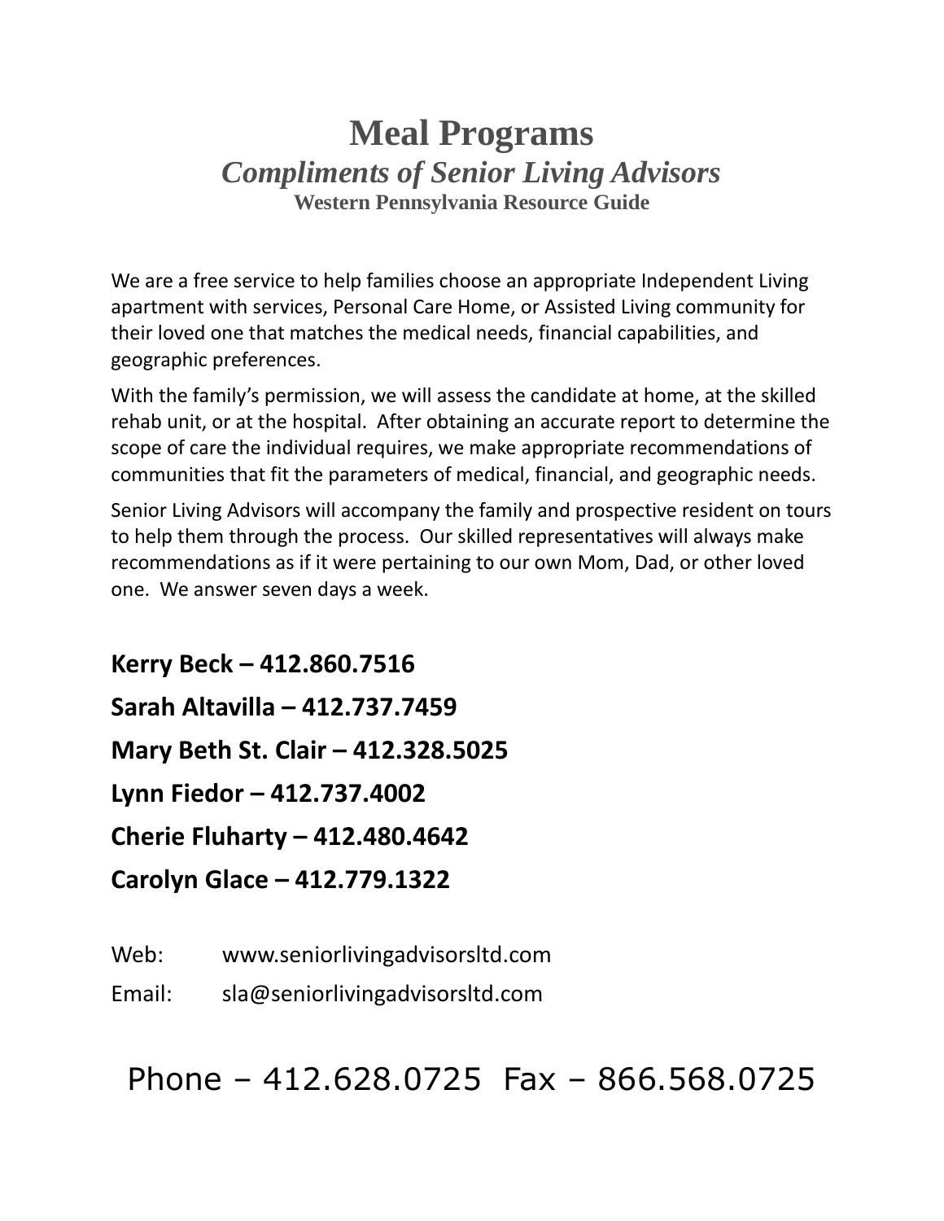# Meal Programs

## *Compliments of Senior Living Advisors*

### Western Pennsylvania Resource Guide

We are a free service to help families choose an appropriate Independent Living apartment with services, Personal Care Home, or Assisted Living community for their loved one that matches the medical needs, financial capabilities, and geographic preferences.

With the family's permission, we will assess the candidate at home, at the skilled rehab unit, or at the hospital. After obtaining an accurate report to determine the scope of care the individual requires, we make appropriate recommendations of communities that fit the parameters of medical, financial, and geographic needs.

Senior Living Advisors will accompany the family and prospective resident on tours to help them through the process. Our skilled representatives will always make recommendations as if it were pertaining to our own Mom, Dad, or other loved one. We answer seven days a week.

**Kerry Beck – 412.860.7516**

**Sarah Altavilla – 412.737.7459**

**Mary Beth St. Clair – 412.328.5025**

**Lynn Fiedor – 412.737.4002**

**Cherie Fluharty – 412.480.4642**

**Carolyn Glace – 412.779.1322**

Web: www.seniorlivingadvisorsltd.com

Email: sla@seniorlivingadvisorsltd.com

Phone – 412.628.0725 Fax – 866.568.0725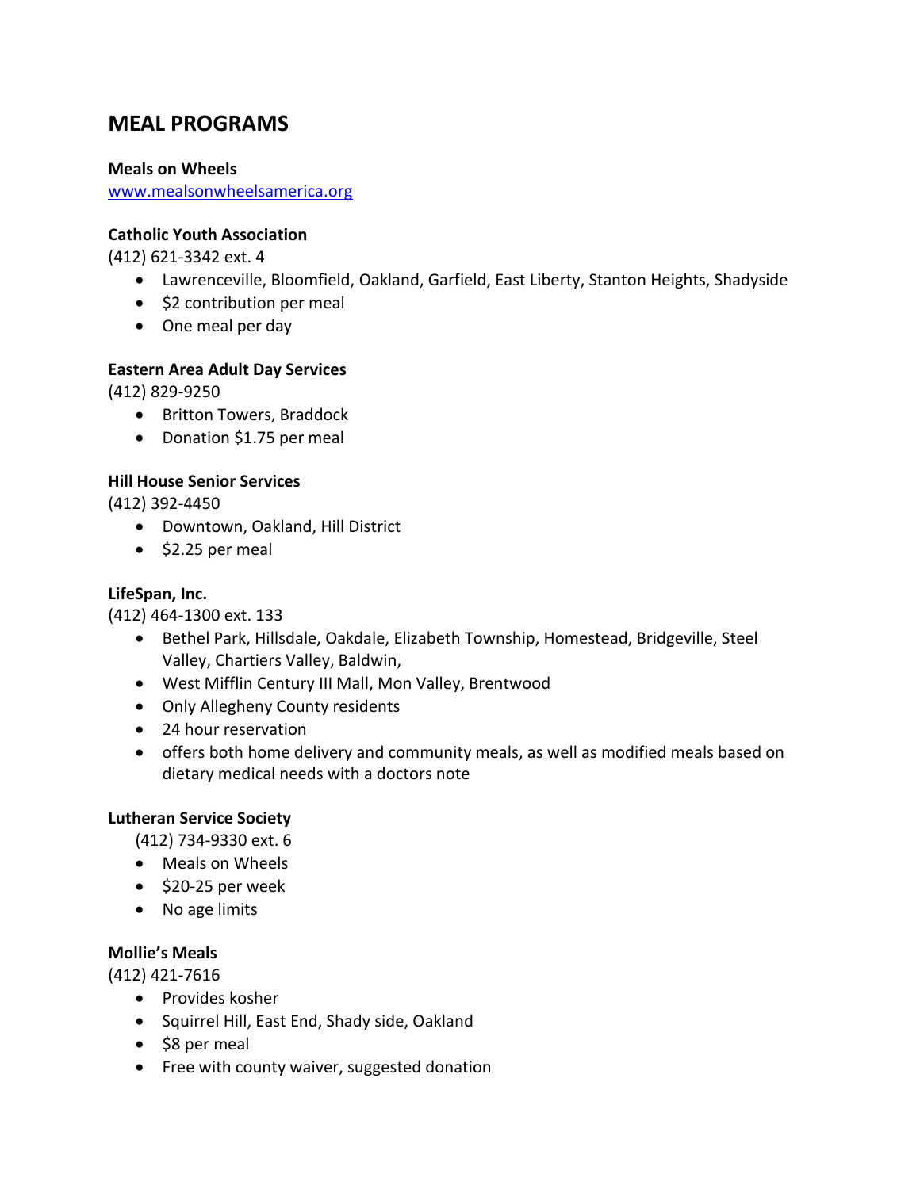## MEAL PROGRAMS

**Meals on Wheels**
[www.mealsonwheelsamerica.org](http://www.mealsonwheelsamerica.org)

**Catholic Youth Association**
(412) 621-3342 ext. 4

- Lawrenceville, Bloomfield, Oakland, Garfield, East Liberty, Stanton Heights, Shadyside
- $2 contribution per meal
- One meal per day

**Eastern Area Adult Day Services**
(412) 829-9250

- Britton Towers, Braddock
- Donation $1.75 per meal

**Hill House Senior Services**
(412) 392-4450

- Downtown, Oakland, Hill District
- $2.25 per meal

**LifeSpan, Inc.**
(412) 464-1300 ext. 133

- Bethel Park, Hillsdale, Oakdale, Elizabeth Township, Homestead, Bridgeville, Steel Valley, Chartiers Valley, Baldwin,
- West Mifflin Century III Mall, Mon Valley, Brentwood
- Only Allegheny County residents
- 24 hour reservation
- offers both home delivery and community meals, as well as modified meals based on dietary medical needs with a doctors note

**Lutheran Service Society**
(412) 734-9330 ext. 6

- Meals on Wheels
- $20-25 per week
- No age limits

**Mollie's Meals**
(412) 421-7616

- Provides kosher
- Squirrel Hill, East End, Shady side, Oakland
- $8 per meal
- Free with county waiver, suggested donation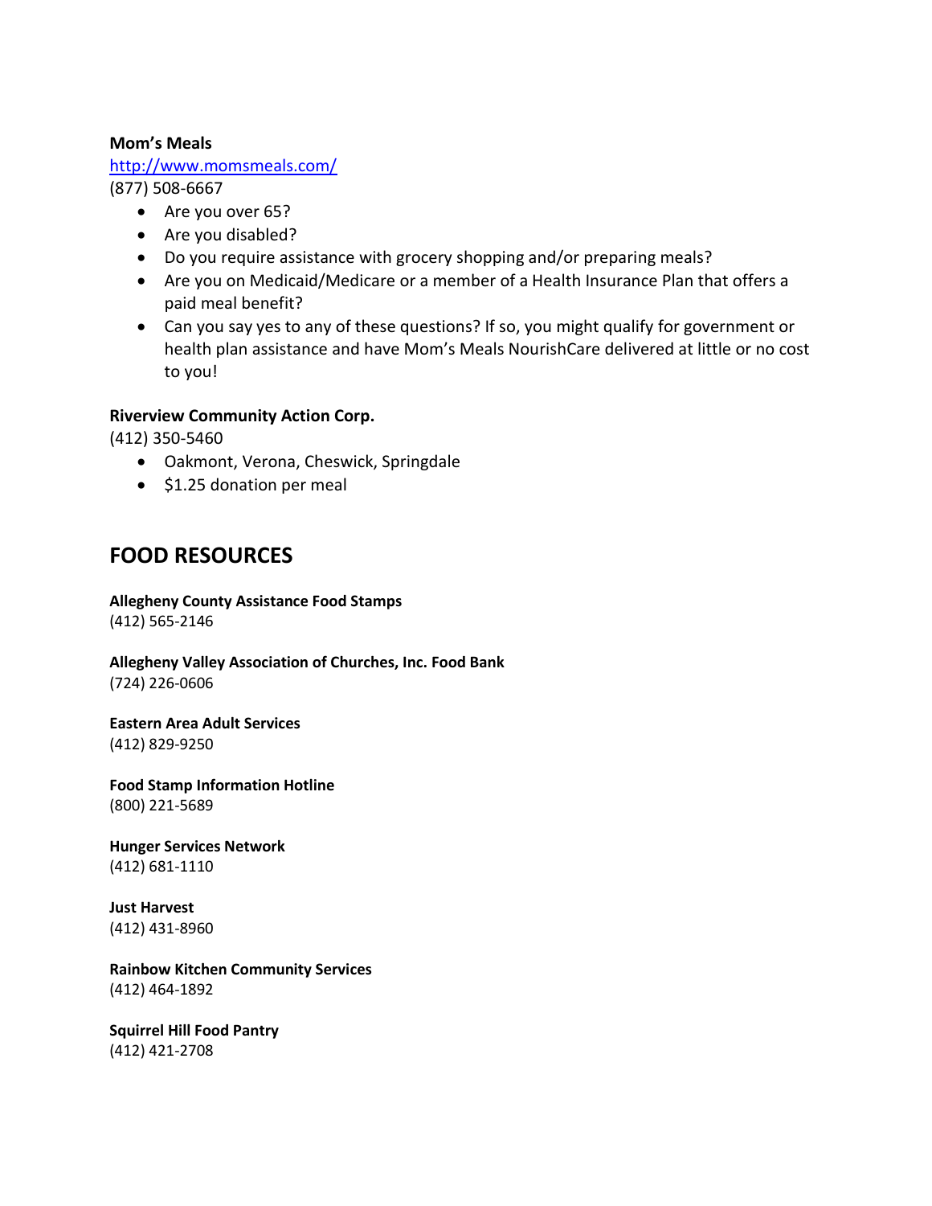**Mom's Meals**
[http://www.momsmeals.com/](http://www.momsmeals.com/)
(877) 508-6667

- Are you over 65?
- Are you disabled?
- Do you require assistance with grocery shopping and/or preparing meals?
- Are you on Medicaid/Medicare or a member of a Health Insurance Plan that offers a paid meal benefit?
- Can you say yes to any of these questions? If so, you might qualify for government or health plan assistance and have Mom's Meals NourishCare delivered at little or no cost to you!

**Riverview Community Action Corp.**
(412) 350-5460

- Oakmont, Verona, Cheswick, Springdale
- $1.25 donation per meal

## FOOD RESOURCES

**Allegheny County Assistance Food Stamps**
(412) 565-2146

**Allegheny Valley Association of Churches, Inc. Food Bank**
(724) 226-0606

**Eastern Area Adult Services**
(412) 829-9250

**Food Stamp Information Hotline**
(800) 221-5689

**Hunger Services Network**
(412) 681-1110

**Just Harvest**
(412) 431-8960

**Rainbow Kitchen Community Services**
(412) 464-1892

**Squirrel Hill Food Pantry**
(412) 421-2708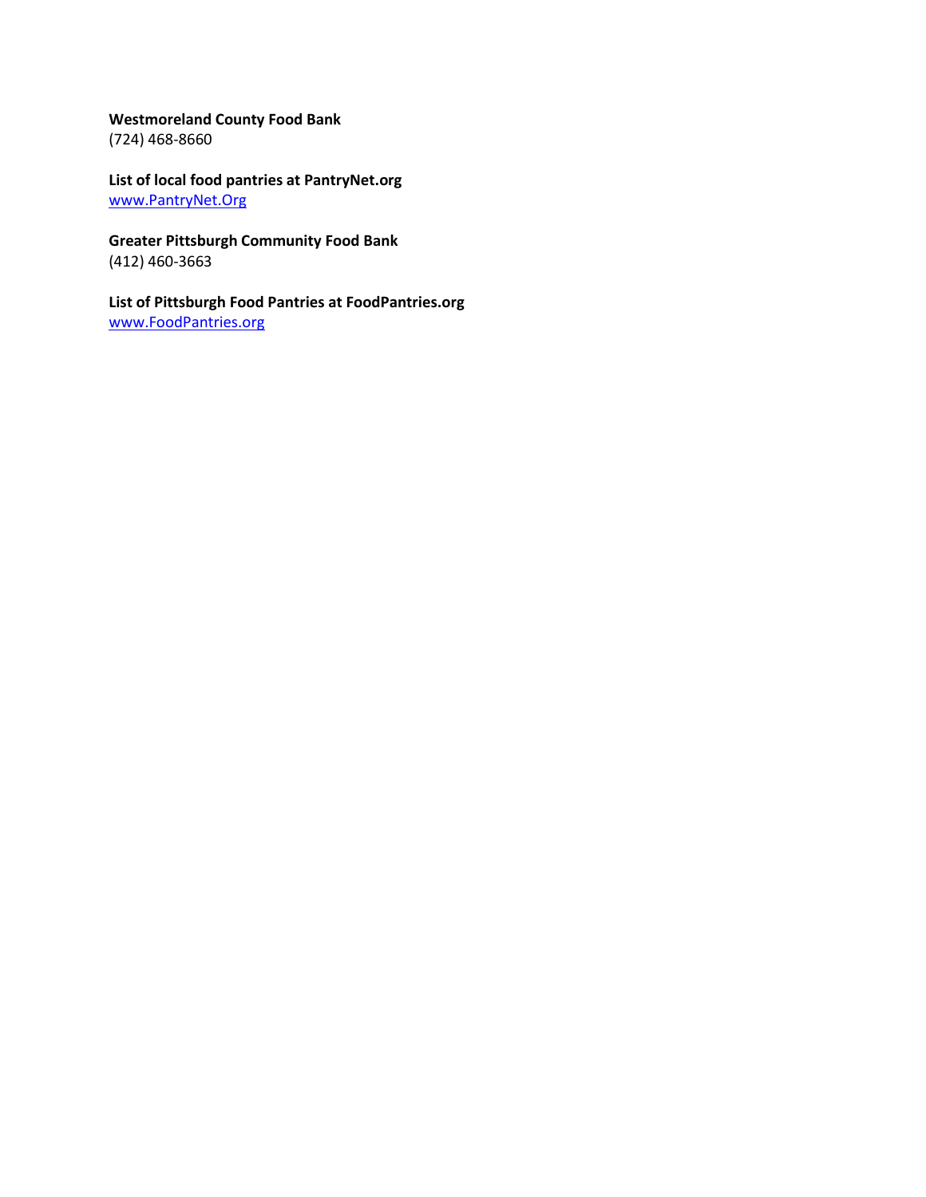**Westmoreland County Food Bank**
(724) 468-8660

**List of local food pantries at PantryNet.org**
[www.PantryNet.Org](http://www.PantryNet.Org)

**Greater Pittsburgh Community Food Bank**
(412) 460-3663

**List of Pittsburgh Food Pantries at FoodPantries.org**
[www.FoodPantries.org](http://www.FoodPantries.org)